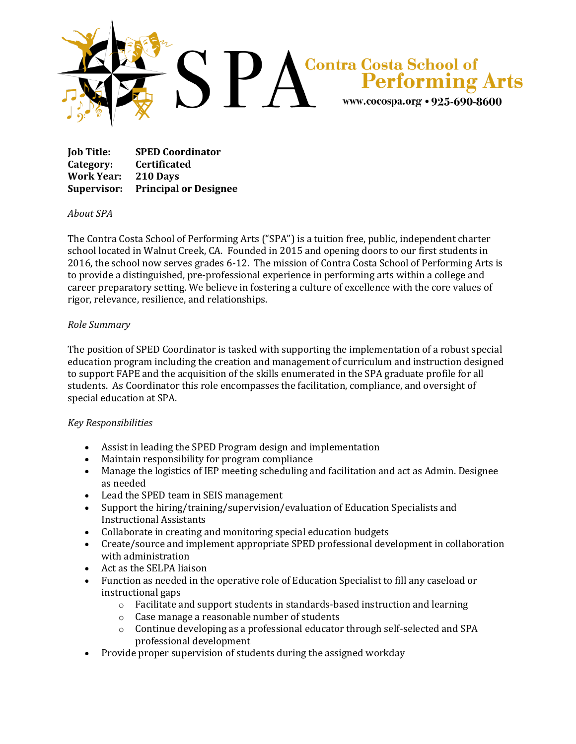SPA Contra Costa School of Performing Arts

www.cocospa.org • 925-690-8600

**Job Title:** **SPED Coordinator**
**Category:** **Certificated**
**Work Year:** **210 Days**
**Supervisor:** **Principal or Designee**

*About SPA*

The Contra Costa School of Performing Arts ("SPA") is a tuition free, public, independent charter school located in Walnut Creek, CA. Founded in 2015 and opening doors to our first students in 2016, the school now serves grades 6-12. The mission of Contra Costa School of Performing Arts is to provide a distinguished, pre-professional experience in performing arts within a college and career preparatory setting. We believe in fostering a culture of excellence with the core values of rigor, relevance, resilience, and relationships.

*Role Summary*

The position of SPED Coordinator is tasked with supporting the implementation of a robust special education program including the creation and management of curriculum and instruction designed to support FAPE and the acquisition of the skills enumerated in the SPA graduate profile for all students. As Coordinator this role encompasses the facilitation, compliance, and oversight of special education at SPA.

*Key Responsibilities*

- Assist in leading the SPED Program design and implementation
- Maintain responsibility for program compliance
- Manage the logistics of IEP meeting scheduling and facilitation and act as Admin. Designee as needed
- Lead the SPED team in SEIS management
- Support the hiring/training/supervision/evaluation of Education Specialists and Instructional Assistants
- Collaborate in creating and monitoring special education budgets
- Create/source and implement appropriate SPED professional development in collaboration with administration
- Act as the SELPA liaison
- Function as needed in the operative role of Education Specialist to fill any caseload or instructional gaps
  - Facilitate and support students in standards-based instruction and learning
  - Case manage a reasonable number of students
  - Continue developing as a professional educator through self-selected and SPA professional development
- Provide proper supervision of students during the assigned workday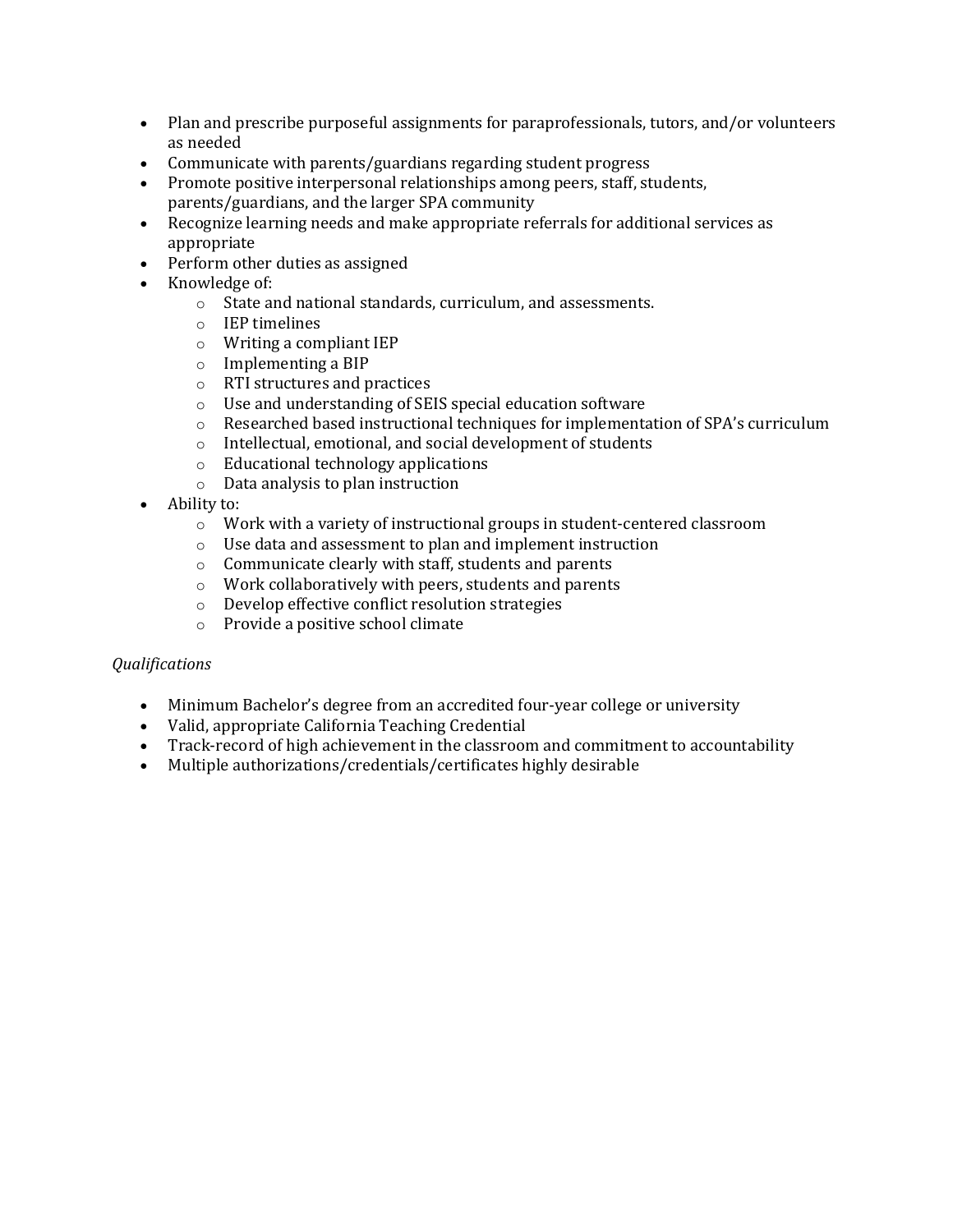- Plan and prescribe purposeful assignments for paraprofessionals, tutors, and/or volunteers as needed
- Communicate with parents/guardians regarding student progress
- Promote positive interpersonal relationships among peers, staff, students, parents/guardians, and the larger SPA community
- Recognize learning needs and make appropriate referrals for additional services as appropriate
- Perform other duties as assigned
- Knowledge of:
  - State and national standards, curriculum, and assessments.
  - IEP timelines
  - Writing a compliant IEP
  - Implementing a BIP
  - RTI structures and practices
  - Use and understanding of SEIS special education software
  - Researched based instructional techniques for implementation of SPA's curriculum
  - Intellectual, emotional, and social development of students
  - Educational technology applications
  - Data analysis to plan instruction
- Ability to:
  - Work with a variety of instructional groups in student-centered classroom
  - Use data and assessment to plan and implement instruction
  - Communicate clearly with staff, students and parents
  - Work collaboratively with peers, students and parents
  - Develop effective conflict resolution strategies
  - Provide a positive school climate

*Qualifications*

- Minimum Bachelor's degree from an accredited four-year college or university
- Valid, appropriate California Teaching Credential
- Track-record of high achievement in the classroom and commitment to accountability
- Multiple authorizations/credentials/certificates highly desirable